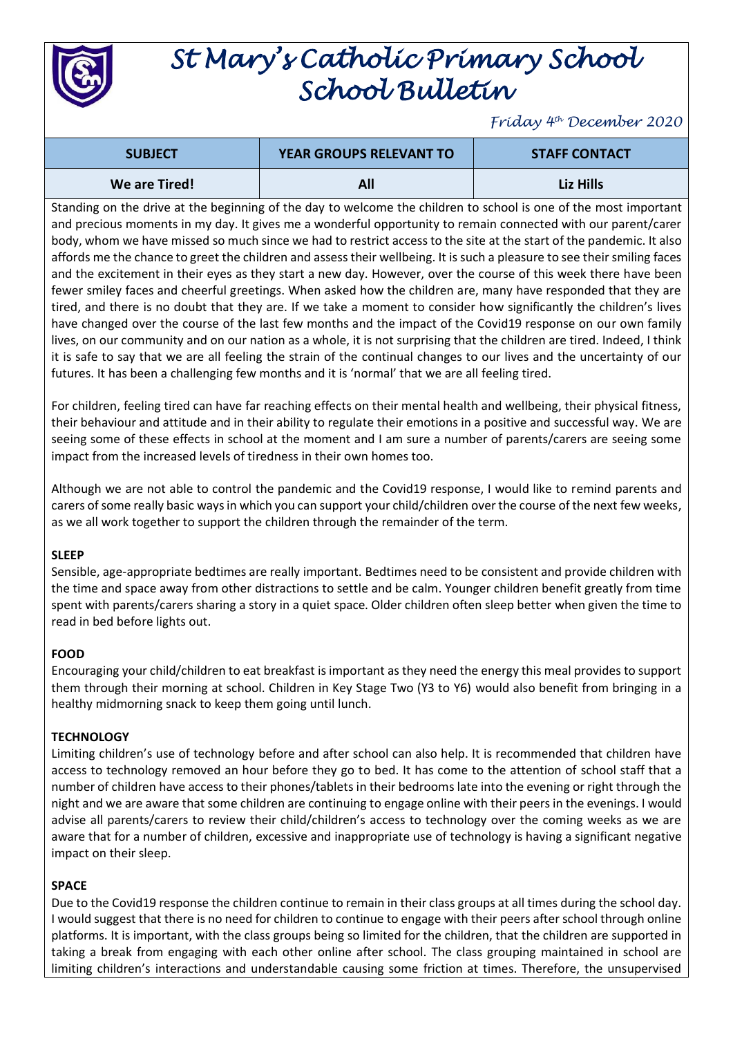# St Mary's Catholic Primary School
# School Bulletin

*Friday 4th December 2020*

| SUBJECT | YEAR GROUPS RELEVANT TO | STAFF CONTACT |
|---|---|---|
| We are Tired! | All | Liz Hills |

Standing on the drive at the beginning of the day to welcome the children to school is one of the most important and precious moments in my day. It gives me a wonderful opportunity to remain connected with our parent/carer body, whom we have missed so much since we had to restrict access to the site at the start of the pandemic. It also affords me the chance to greet the children and assess their wellbeing. It is such a pleasure to see their smiling faces and the excitement in their eyes as they start a new day. However, over the course of this week there have been fewer smiley faces and cheerful greetings. When asked how the children are, many have responded that they are tired, and there is no doubt that they are. If we take a moment to consider how significantly the children's lives have changed over the course of the last few months and the impact of the Covid19 response on our own family lives, on our community and on our nation as a whole, it is not surprising that the children are tired. Indeed, I think it is safe to say that we are all feeling the strain of the continual changes to our lives and the uncertainty of our futures. It has been a challenging few months and it is 'normal' that we are all feeling tired.

For children, feeling tired can have far reaching effects on their mental health and wellbeing, their physical fitness, their behaviour and attitude and in their ability to regulate their emotions in a positive and successful way. We are seeing some of these effects in school at the moment and I am sure a number of parents/carers are seeing some impact from the increased levels of tiredness in their own homes too.

Although we are not able to control the pandemic and the Covid19 response, I would like to remind parents and carers of some really basic ways in which you can support your child/children over the course of the next few weeks, as we all work together to support the children through the remainder of the term.

**SLEEP**

Sensible, age-appropriate bedtimes are really important. Bedtimes need to be consistent and provide children with the time and space away from other distractions to settle and be calm. Younger children benefit greatly from time spent with parents/carers sharing a story in a quiet space. Older children often sleep better when given the time to read in bed before lights out.

**FOOD**

Encouraging your child/children to eat breakfast is important as they need the energy this meal provides to support them through their morning at school. Children in Key Stage Two (Y3 to Y6) would also benefit from bringing in a healthy midmorning snack to keep them going until lunch.

**TECHNOLOGY**

Limiting children's use of technology before and after school can also help. It is recommended that children have access to technology removed an hour before they go to bed. It has come to the attention of school staff that a number of children have access to their phones/tablets in their bedrooms late into the evening or right through the night and we are aware that some children are continuing to engage online with their peers in the evenings. I would advise all parents/carers to review their child/children's access to technology over the coming weeks as we are aware that for a number of children, excessive and inappropriate use of technology is having a significant negative impact on their sleep.

**SPACE**

Due to the Covid19 response the children continue to remain in their class groups at all times during the school day. I would suggest that there is no need for children to continue to engage with their peers after school through online platforms. It is important, with the class groups being so limited for the children, that the children are supported in taking a break from engaging with each other online after school. The class grouping maintained in school are limiting children's interactions and understandable causing some friction at times. Therefore, the unsupervised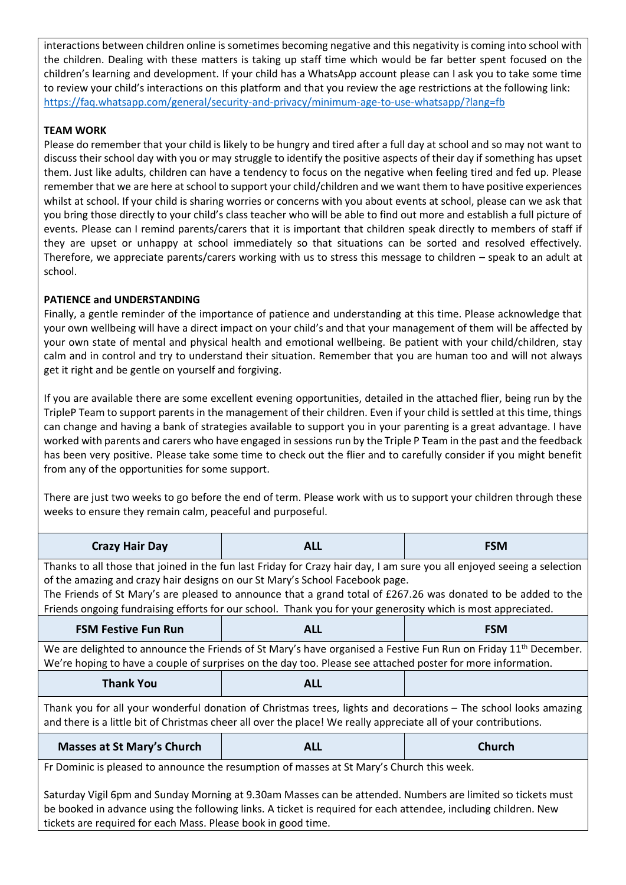interactions between children online is sometimes becoming negative and this negativity is coming into school with the children. Dealing with these matters is taking up staff time which would be far better spent focused on the children's learning and development. If your child has a WhatsApp account please can I ask you to take some time to review your child's interactions on this platform and that you review the age restrictions at the following link: https://faq.whatsapp.com/general/security-and-privacy/minimum-age-to-use-whatsapp/?lang=fb

**TEAM WORK**

Please do remember that your child is likely to be hungry and tired after a full day at school and so may not want to discuss their school day with you or may struggle to identify the positive aspects of their day if something has upset them. Just like adults, children can have a tendency to focus on the negative when feeling tired and fed up. Please remember that we are here at school to support your child/children and we want them to have positive experiences whilst at school. If your child is sharing worries or concerns with you about events at school, please can we ask that you bring those directly to your child's class teacher who will be able to find out more and establish a full picture of events. Please can I remind parents/carers that it is important that children speak directly to members of staff if they are upset or unhappy at school immediately so that situations can be sorted and resolved effectively. Therefore, we appreciate parents/carers working with us to stress this message to children – speak to an adult at school.

**PATIENCE and UNDERSTANDING**

Finally, a gentle reminder of the importance of patience and understanding at this time. Please acknowledge that your own wellbeing will have a direct impact on your child's and that your management of them will be affected by your own state of mental and physical health and emotional wellbeing. Be patient with your child/children, stay calm and in control and try to understand their situation. Remember that you are human too and will not always get it right and be gentle on yourself and forgiving.

If you are available there are some excellent evening opportunities, detailed in the attached flier, being run by the TripleP Team to support parents in the management of their children. Even if your child is settled at this time, things can change and having a bank of strategies available to support you in your parenting is a great advantage. I have worked with parents and carers who have engaged in sessions run by the Triple P Team in the past and the feedback has been very positive. Please take some time to check out the flier and to carefully consider if you might benefit from any of the opportunities for some support.

There are just two weeks to go before the end of term. Please work with us to support your children through these weeks to ensure they remain calm, peaceful and purposeful.

| **Crazy Hair Day** | **ALL** | **FSM** |
|---|---|---|

Thanks to all those that joined in the fun last Friday for Crazy hair day, I am sure you all enjoyed seeing a selection of the amazing and crazy hair designs on our St Mary's School Facebook page.

The Friends of St Mary's are pleased to announce that a grand total of £267.26 was donated to be added to the Friends ongoing fundraising efforts for our school. Thank you for your generosity which is most appreciated.

| **FSM Festive Fun Run** | **ALL** | **FSM** |
|---|---|---|

We are delighted to announce the Friends of St Mary's have organised a Festive Fun Run on Friday 11th December. We're hoping to have a couple of surprises on the day too. Please see attached poster for more information.

| **Thank You** | **ALL** | |
|---|---|---|

Thank you for all your wonderful donation of Christmas trees, lights and decorations – The school looks amazing and there is a little bit of Christmas cheer all over the place! We really appreciate all of your contributions.

| **Masses at St Mary's Church** | **ALL** | **Church** |
|---|---|---|

Fr Dominic is pleased to announce the resumption of masses at St Mary's Church this week.

Saturday Vigil 6pm and Sunday Morning at 9.30am Masses can be attended. Numbers are limited so tickets must be booked in advance using the following links. A ticket is required for each attendee, including children. New tickets are required for each Mass. Please book in good time.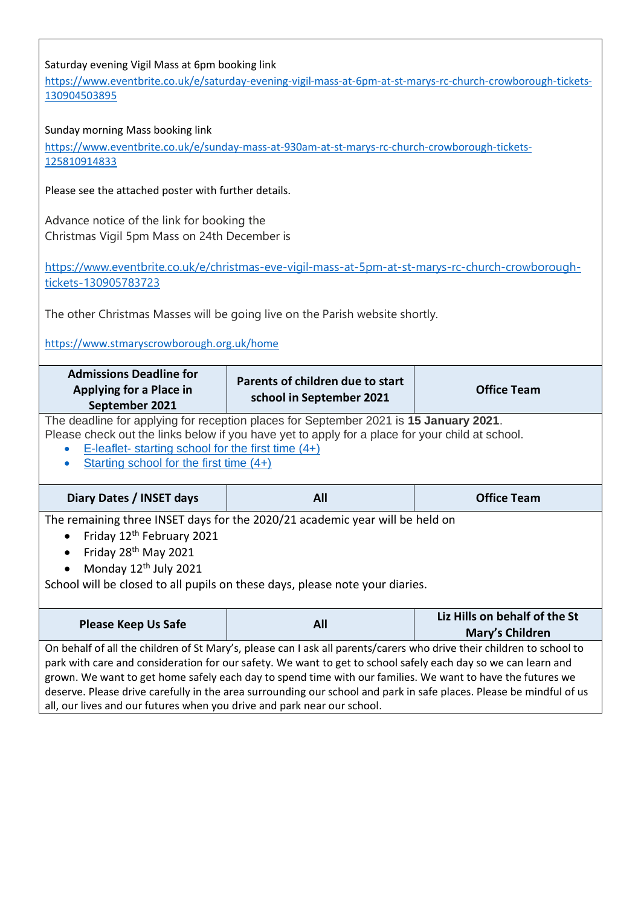Saturday evening Vigil Mass at 6pm booking link

https://www.eventbrite.co.uk/e/saturday-evening-vigil-mass-at-6pm-at-st-marys-rc-church-crowborough-tickets-130904503895

Sunday morning Mass booking link

https://www.eventbrite.co.uk/e/sunday-mass-at-930am-at-st-marys-rc-church-crowborough-tickets-125810914833

Please see the attached poster with further details.

Advance notice of the link for booking the Christmas Vigil 5pm Mass on 24th December is

https://www.eventbrite.co.uk/e/christmas-eve-vigil-mass-at-5pm-at-st-marys-rc-church-crowborough-tickets-130905783723

The other Christmas Masses will be going live on the Parish website shortly.

https://www.stmaryscrowborough.org.uk/home

| Admissions Deadline for Applying for a Place in September 2021 | Parents of children due to start school in September 2021 | Office Team |
|---|---|---|

The deadline for applying for reception places for September 2021 is **15 January 2021**.
Please check out the links below if you have yet to apply for a place for your child at school.

- E-leaflet- starting school for the first time (4+)
- Starting school for the first time (4+)

| Diary Dates / INSET days | All | Office Team |
|---|---|---|

The remaining three INSET days for the 2020/21 academic year will be held on

- Friday 12th February 2021
- Friday 28th May 2021
- Monday 12th July 2021

School will be closed to all pupils on these days, please note your diaries.

| Please Keep Us Safe | All | Liz Hills on behalf of the St Mary's Children |
|---|---|---|

On behalf of all the children of St Mary's, please can I ask all parents/carers who drive their children to school to park with care and consideration for our safety. We want to get to school safely each day so we can learn and grown. We want to get home safely each day to spend time with our families. We want to have the futures we deserve. Please drive carefully in the area surrounding our school and park in safe places. Please be mindful of us all, our lives and our futures when you drive and park near our school.